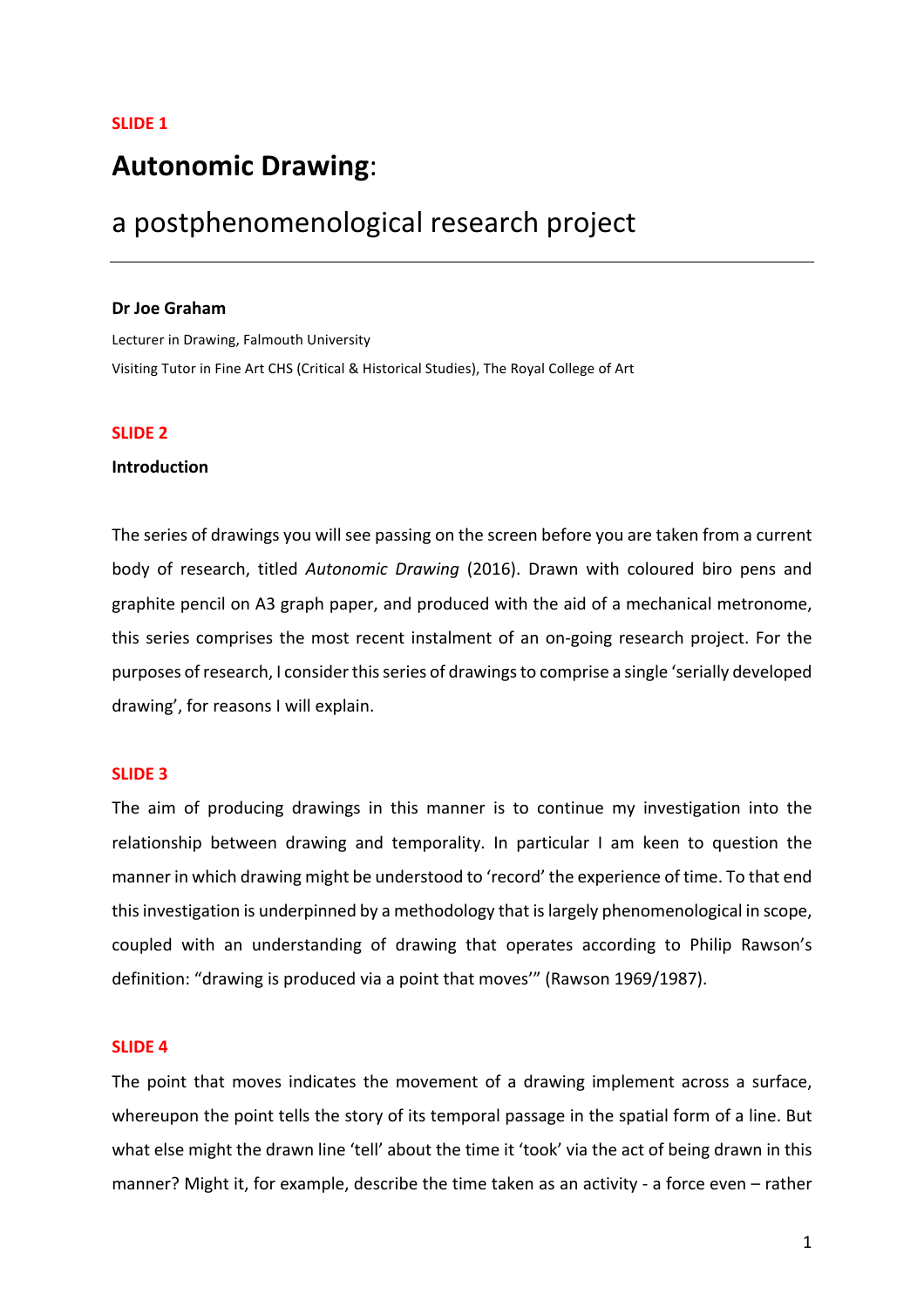**SLIDE 1**

# **Autonomic Drawing**:

## a postphenomenological research project

---

**Dr Joe Graham**

Lecturer in Drawing, Falmouth University

Visiting Tutor in Fine Art CHS (Critical & Historical Studies), The Royal College of Art

**SLIDE 2**

**Introduction**

The series of drawings you will see passing on the screen before you are taken from a current body of research, titled *Autonomic Drawing* (2016). Drawn with coloured biro pens and graphite pencil on A3 graph paper, and produced with the aid of a mechanical metronome, this series comprises the most recent instalment of an on-going research project. For the purposes of research, I consider this series of drawings to comprise a single 'serially developed drawing', for reasons I will explain.

**SLIDE 3**

The aim of producing drawings in this manner is to continue my investigation into the relationship between drawing and temporality. In particular I am keen to question the manner in which drawing might be understood to 'record' the experience of time. To that end this investigation is underpinned by a methodology that is largely phenomenological in scope, coupled with an understanding of drawing that operates according to Philip Rawson's definition: "drawing is produced via a point that moves'" (Rawson 1969/1987).

**SLIDE 4**

The point that moves indicates the movement of a drawing implement across a surface, whereupon the point tells the story of its temporal passage in the spatial form of a line. But what else might the drawn line 'tell' about the time it 'took' via the act of being drawn in this manner? Might it, for example, describe the time taken as an activity - a force even – rather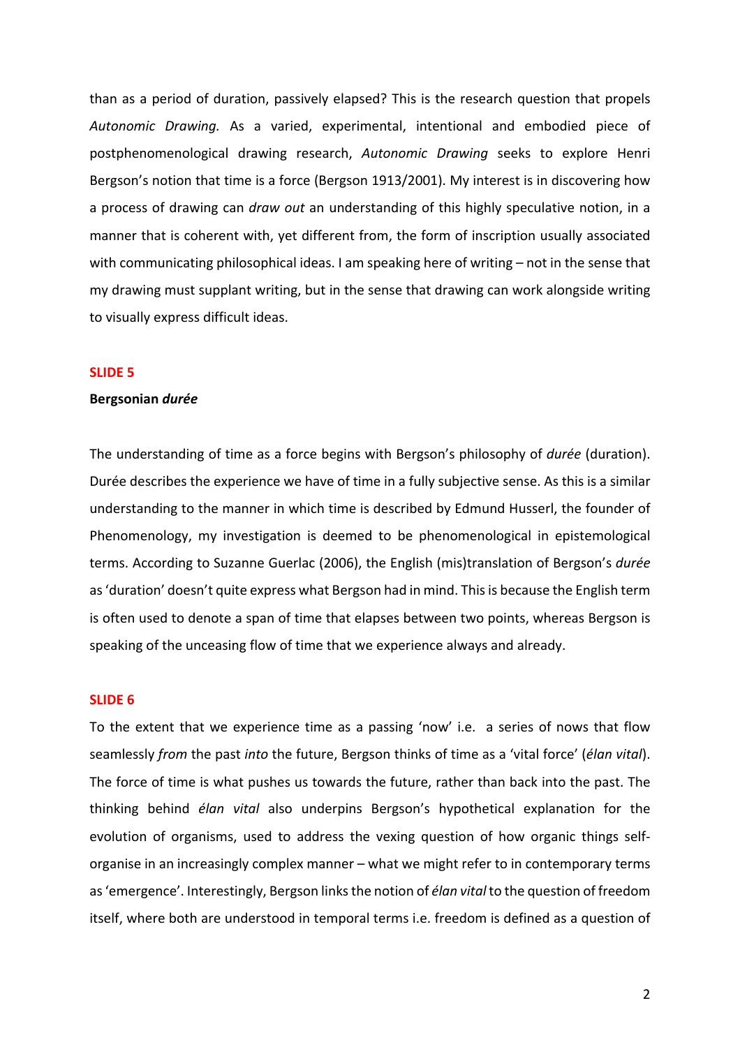than as a period of duration, passively elapsed? This is the research question that propels *Autonomic Drawing.* As a varied, experimental, intentional and embodied piece of postphenomenological drawing research, *Autonomic Drawing* seeks to explore Henri Bergson's notion that time is a force (Bergson 1913/2001). My interest is in discovering how a process of drawing can *draw out* an understanding of this highly speculative notion, in a manner that is coherent with, yet different from, the form of inscription usually associated with communicating philosophical ideas. I am speaking here of writing – not in the sense that my drawing must supplant writing, but in the sense that drawing can work alongside writing to visually express difficult ideas.

**SLIDE 5**

**Bergsonian *durée***

The understanding of time as a force begins with Bergson's philosophy of *durée* (duration). Durée describes the experience we have of time in a fully subjective sense. As this is a similar understanding to the manner in which time is described by Edmund Husserl, the founder of Phenomenology, my investigation is deemed to be phenomenological in epistemological terms. According to Suzanne Guerlac (2006), the English (mis)translation of Bergson's *durée* as 'duration' doesn't quite express what Bergson had in mind. This is because the English term is often used to denote a span of time that elapses between two points, whereas Bergson is speaking of the unceasing flow of time that we experience always and already.

**SLIDE 6**

To the extent that we experience time as a passing 'now' i.e. a series of nows that flow seamlessly *from* the past *into* the future, Bergson thinks of time as a 'vital force' (*élan vital*). The force of time is what pushes us towards the future, rather than back into the past. The thinking behind *élan vital* also underpins Bergson's hypothetical explanation for the evolution of organisms, used to address the vexing question of how organic things self-organise in an increasingly complex manner – what we might refer to in contemporary terms as 'emergence'. Interestingly, Bergson links the notion of *élan vital* to the question of freedom itself, where both are understood in temporal terms i.e. freedom is defined as a question of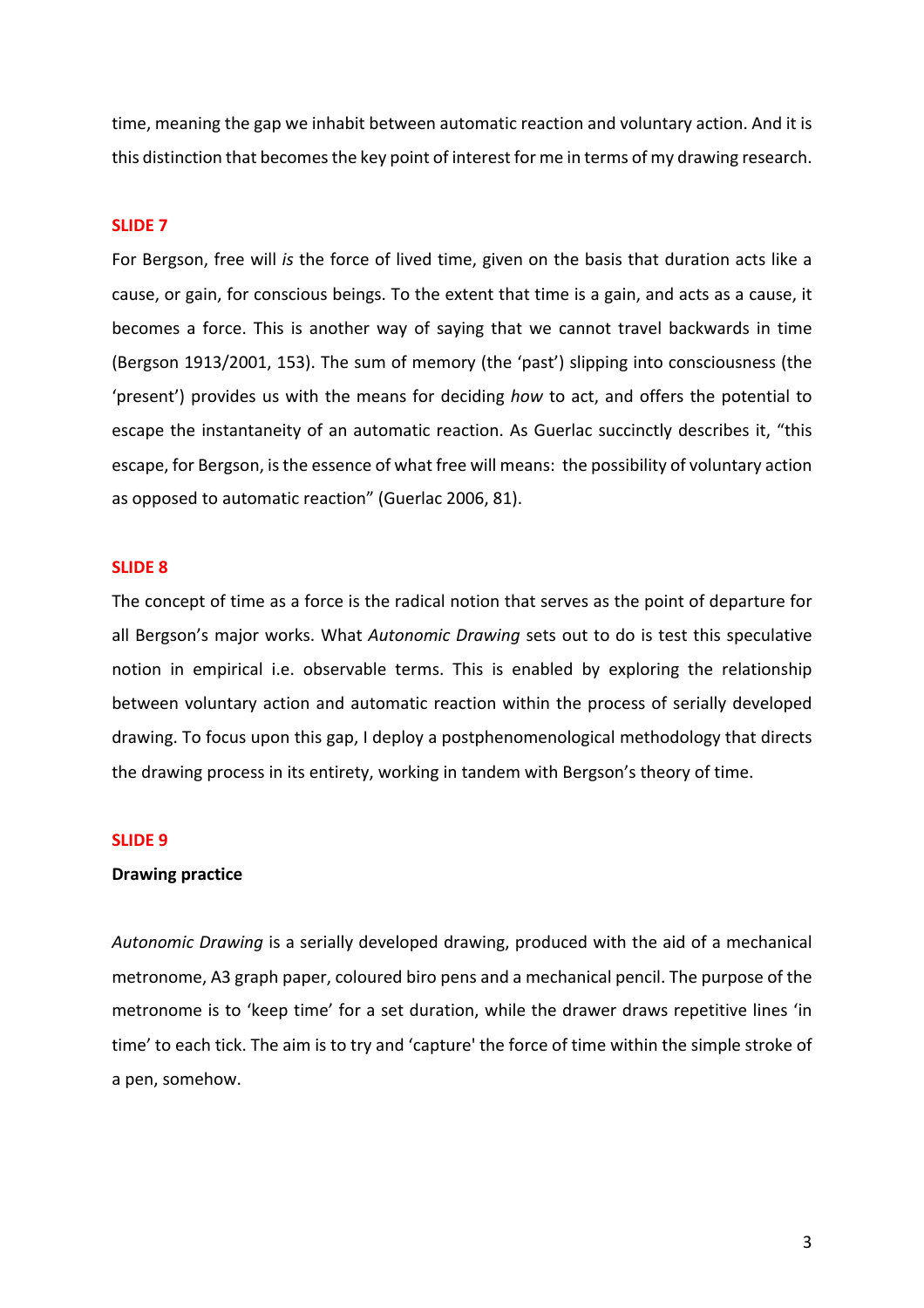time, meaning the gap we inhabit between automatic reaction and voluntary action. And it is this distinction that becomes the key point of interest for me in terms of my drawing research.

**SLIDE 7**

For Bergson, free will *is* the force of lived time, given on the basis that duration acts like a cause, or gain, for conscious beings. To the extent that time is a gain, and acts as a cause, it becomes a force. This is another way of saying that we cannot travel backwards in time (Bergson 1913/2001, 153). The sum of memory (the 'past') slipping into consciousness (the 'present') provides us with the means for deciding *how* to act, and offers the potential to escape the instantaneity of an automatic reaction. As Guerlac succinctly describes it, "this escape, for Bergson, is the essence of what free will means: the possibility of voluntary action as opposed to automatic reaction" (Guerlac 2006, 81).

**SLIDE 8**

The concept of time as a force is the radical notion that serves as the point of departure for all Bergson's major works. What *Autonomic Drawing* sets out to do is test this speculative notion in empirical i.e. observable terms. This is enabled by exploring the relationship between voluntary action and automatic reaction within the process of serially developed drawing. To focus upon this gap, I deploy a postphenomenological methodology that directs the drawing process in its entirety, working in tandem with Bergson's theory of time.

**SLIDE 9**

**Drawing practice**

*Autonomic Drawing* is a serially developed drawing, produced with the aid of a mechanical metronome, A3 graph paper, coloured biro pens and a mechanical pencil. The purpose of the metronome is to 'keep time' for a set duration, while the drawer draws repetitive lines 'in time' to each tick. The aim is to try and 'capture' the force of time within the simple stroke of a pen, somehow.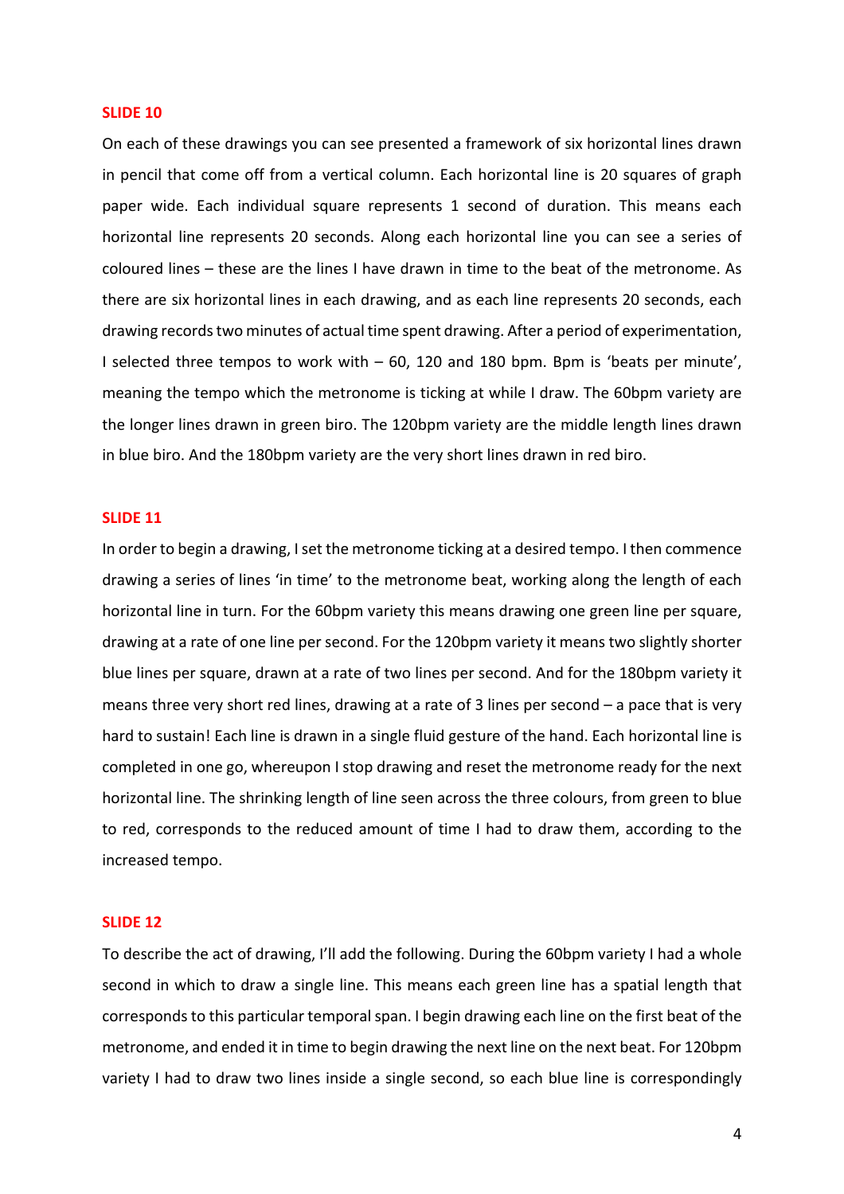## SLIDE 10

On each of these drawings you can see presented a framework of six horizontal lines drawn in pencil that come off from a vertical column. Each horizontal line is 20 squares of graph paper wide. Each individual square represents 1 second of duration. This means each horizontal line represents 20 seconds. Along each horizontal line you can see a series of coloured lines – these are the lines I have drawn in time to the beat of the metronome. As there are six horizontal lines in each drawing, and as each line represents 20 seconds, each drawing records two minutes of actual time spent drawing. After a period of experimentation, I selected three tempos to work with – 60, 120 and 180 bpm. Bpm is 'beats per minute', meaning the tempo which the metronome is ticking at while I draw. The 60bpm variety are the longer lines drawn in green biro. The 120bpm variety are the middle length lines drawn in blue biro. And the 180bpm variety are the very short lines drawn in red biro.

## SLIDE 11

In order to begin a drawing, I set the metronome ticking at a desired tempo. I then commence drawing a series of lines 'in time' to the metronome beat, working along the length of each horizontal line in turn. For the 60bpm variety this means drawing one green line per square, drawing at a rate of one line per second. For the 120bpm variety it means two slightly shorter blue lines per square, drawn at a rate of two lines per second. And for the 180bpm variety it means three very short red lines, drawing at a rate of 3 lines per second – a pace that is very hard to sustain! Each line is drawn in a single fluid gesture of the hand. Each horizontal line is completed in one go, whereupon I stop drawing and reset the metronome ready for the next horizontal line. The shrinking length of line seen across the three colours, from green to blue to red, corresponds to the reduced amount of time I had to draw them, according to the increased tempo.

## SLIDE 12

To describe the act of drawing, I'll add the following. During the 60bpm variety I had a whole second in which to draw a single line. This means each green line has a spatial length that corresponds to this particular temporal span. I begin drawing each line on the first beat of the metronome, and ended it in time to begin drawing the next line on the next beat. For 120bpm variety I had to draw two lines inside a single second, so each blue line is correspondingly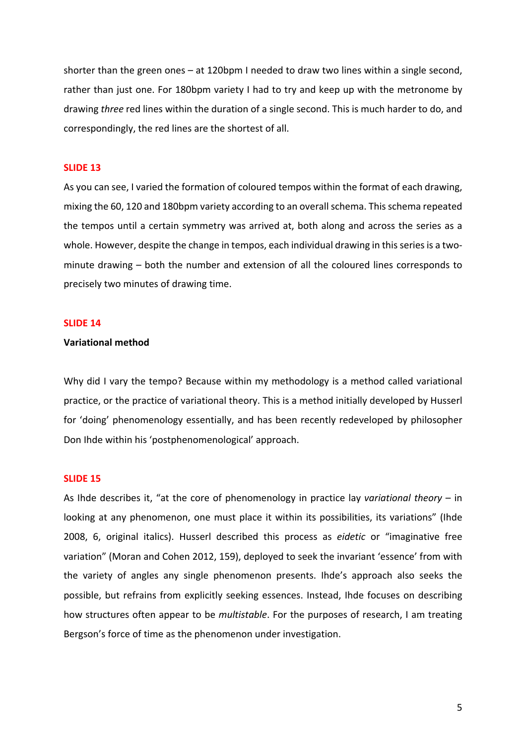shorter than the green ones – at 120bpm I needed to draw two lines within a single second, rather than just one. For 180bpm variety I had to try and keep up with the metronome by drawing *three* red lines within the duration of a single second. This is much harder to do, and correspondingly, the red lines are the shortest of all.

**SLIDE 13**

As you can see, I varied the formation of coloured tempos within the format of each drawing, mixing the 60, 120 and 180bpm variety according to an overall schema. This schema repeated the tempos until a certain symmetry was arrived at, both along and across the series as a whole. However, despite the change in tempos, each individual drawing in this series is a two-minute drawing – both the number and extension of all the coloured lines corresponds to precisely two minutes of drawing time.

**SLIDE 14**

**Variational method**

Why did I vary the tempo? Because within my methodology is a method called variational practice, or the practice of variational theory. This is a method initially developed by Husserl for 'doing' phenomenology essentially, and has been recently redeveloped by philosopher Don Ihde within his 'postphenomenological' approach.

**SLIDE 15**

As Ihde describes it, "at the core of phenomenology in practice lay *variational theory* – in looking at any phenomenon, one must place it within its possibilities, its variations" (Ihde 2008, 6, original italics). Husserl described this process as *eidetic* or "imaginative free variation" (Moran and Cohen 2012, 159), deployed to seek the invariant 'essence' from with the variety of angles any single phenomenon presents. Ihde's approach also seeks the possible, but refrains from explicitly seeking essences. Instead, Ihde focuses on describing how structures often appear to be *multistable*. For the purposes of research, I am treating Bergson's force of time as the phenomenon under investigation.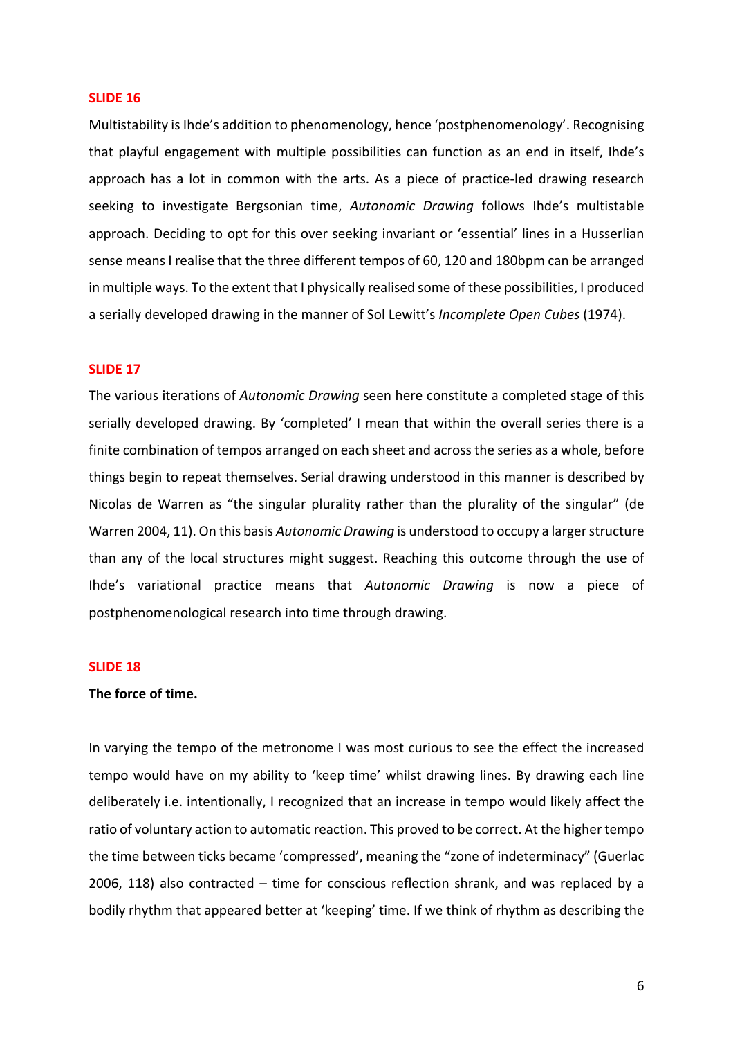**SLIDE 16**

Multistability is Ihde's addition to phenomenology, hence 'postphenomenology'. Recognising that playful engagement with multiple possibilities can function as an end in itself, Ihde's approach has a lot in common with the arts. As a piece of practice-led drawing research seeking to investigate Bergsonian time, *Autonomic Drawing* follows Ihde's multistable approach. Deciding to opt for this over seeking invariant or 'essential' lines in a Husserlian sense means I realise that the three different tempos of 60, 120 and 180bpm can be arranged in multiple ways. To the extent that I physically realised some of these possibilities, I produced a serially developed drawing in the manner of Sol Lewitt's *Incomplete Open Cubes* (1974).

**SLIDE 17**

The various iterations of *Autonomic Drawing* seen here constitute a completed stage of this serially developed drawing. By 'completed' I mean that within the overall series there is a finite combination of tempos arranged on each sheet and across the series as a whole, before things begin to repeat themselves. Serial drawing understood in this manner is described by Nicolas de Warren as "the singular plurality rather than the plurality of the singular" (de Warren 2004, 11). On this basis *Autonomic Drawing* is understood to occupy a larger structure than any of the local structures might suggest. Reaching this outcome through the use of Ihde's variational practice means that *Autonomic Drawing* is now a piece of postphenomenological research into time through drawing.

**SLIDE 18**

**The force of time.**

In varying the tempo of the metronome I was most curious to see the effect the increased tempo would have on my ability to 'keep time' whilst drawing lines. By drawing each line deliberately i.e. intentionally, I recognized that an increase in tempo would likely affect the ratio of voluntary action to automatic reaction. This proved to be correct. At the higher tempo the time between ticks became 'compressed', meaning the "zone of indeterminacy" (Guerlac 2006, 118) also contracted – time for conscious reflection shrank, and was replaced by a bodily rhythm that appeared better at 'keeping' time. If we think of rhythm as describing the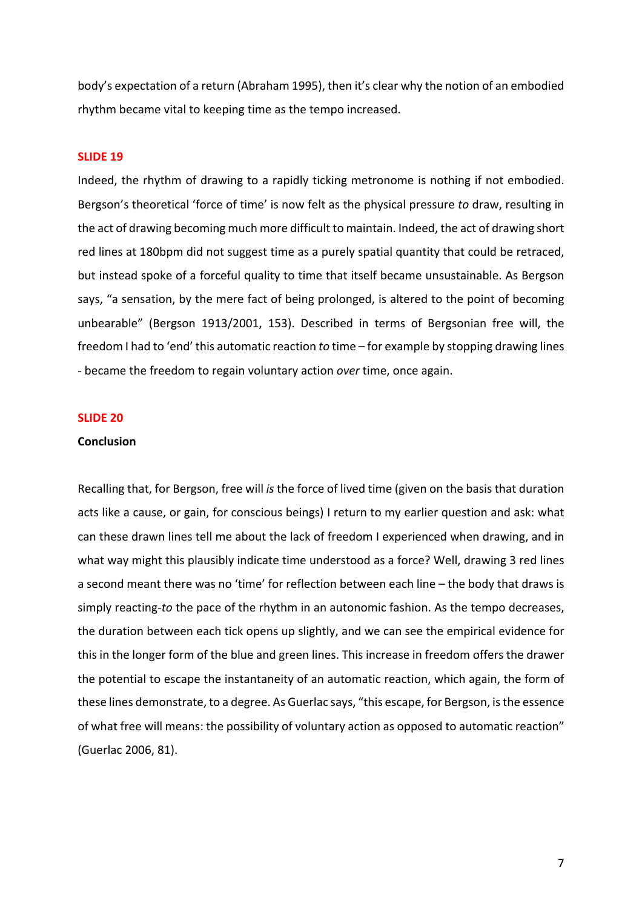body's expectation of a return (Abraham 1995), then it's clear why the notion of an embodied rhythm became vital to keeping time as the tempo increased.

**SLIDE 19**

Indeed, the rhythm of drawing to a rapidly ticking metronome is nothing if not embodied. Bergson's theoretical 'force of time' is now felt as the physical pressure *to* draw, resulting in the act of drawing becoming much more difficult to maintain. Indeed, the act of drawing short red lines at 180bpm did not suggest time as a purely spatial quantity that could be retraced, but instead spoke of a forceful quality to time that itself became unsustainable. As Bergson says, "a sensation, by the mere fact of being prolonged, is altered to the point of becoming unbearable" (Bergson 1913/2001, 153). Described in terms of Bergsonian free will, the freedom I had to 'end' this automatic reaction *to* time – for example by stopping drawing lines - became the freedom to regain voluntary action *over* time, once again.

**SLIDE 20**

**Conclusion**

Recalling that, for Bergson, free will *is* the force of lived time (given on the basis that duration acts like a cause, or gain, for conscious beings) I return to my earlier question and ask: what can these drawn lines tell me about the lack of freedom I experienced when drawing, and in what way might this plausibly indicate time understood as a force? Well, drawing 3 red lines a second meant there was no 'time' for reflection between each line – the body that draws is simply reacting-*to* the pace of the rhythm in an autonomic fashion. As the tempo decreases, the duration between each tick opens up slightly, and we can see the empirical evidence for this in the longer form of the blue and green lines. This increase in freedom offers the drawer the potential to escape the instantaneity of an automatic reaction, which again, the form of these lines demonstrate, to a degree. As Guerlac says, "this escape, for Bergson, is the essence of what free will means: the possibility of voluntary action as opposed to automatic reaction" (Guerlac 2006, 81).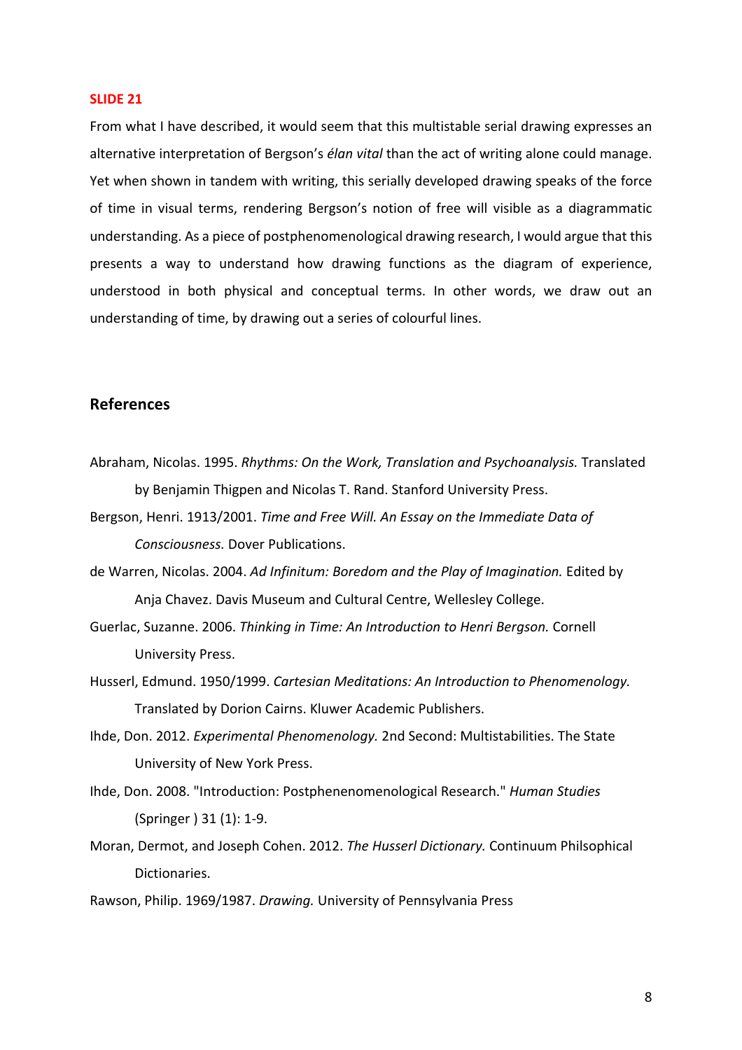**SLIDE 21**

From what I have described, it would seem that this multistable serial drawing expresses an alternative interpretation of Bergson's *élan vital* than the act of writing alone could manage. Yet when shown in tandem with writing, this serially developed drawing speaks of the force of time in visual terms, rendering Bergson's notion of free will visible as a diagrammatic understanding. As a piece of postphenomenological drawing research, I would argue that this presents a way to understand how drawing functions as the diagram of experience, understood in both physical and conceptual terms. In other words, we draw out an understanding of time, by drawing out a series of colourful lines.

## References

Abraham, Nicolas. 1995. *Rhythms: On the Work, Translation and Psychoanalysis.* Translated by Benjamin Thigpen and Nicolas T. Rand. Stanford University Press.

Bergson, Henri. 1913/2001. *Time and Free Will. An Essay on the Immediate Data of Consciousness.* Dover Publications.

de Warren, Nicolas. 2004. *Ad Infinitum: Boredom and the Play of Imagination.* Edited by Anja Chavez. Davis Museum and Cultural Centre, Wellesley College.

Guerlac, Suzanne. 2006. *Thinking in Time: An Introduction to Henri Bergson.* Cornell University Press.

Husserl, Edmund. 1950/1999. *Cartesian Meditations: An Introduction to Phenomenology.* Translated by Dorion Cairns. Kluwer Academic Publishers.

Ihde, Don. 2012. *Experimental Phenomenology.* 2nd Second: Multistabilities. The State University of New York Press.

Ihde, Don. 2008. "Introduction: Postphenenomenological Research." *Human Studies* (Springer ) 31 (1): 1-9.

Moran, Dermot, and Joseph Cohen. 2012. *The Husserl Dictionary.* Continuum Philsophical Dictionaries.

Rawson, Philip. 1969/1987. *Drawing.* University of Pennsylvania Press